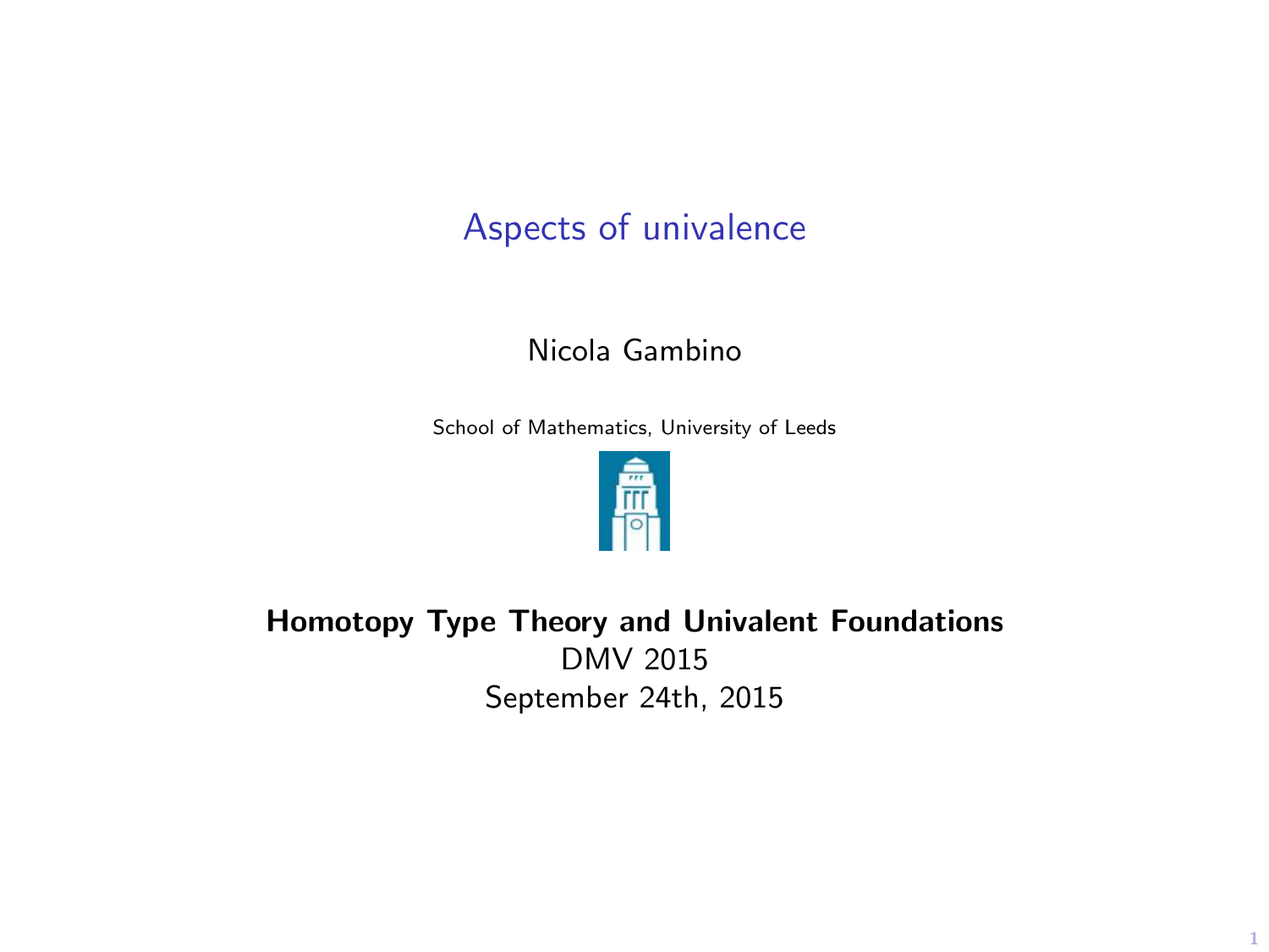# Aspects of univalence

Nicola Gambino

School of Mathematics, University of Leeds

**Homotopy Type Theory and Univalent Foundations**

DMV 2015

September 24th, 2015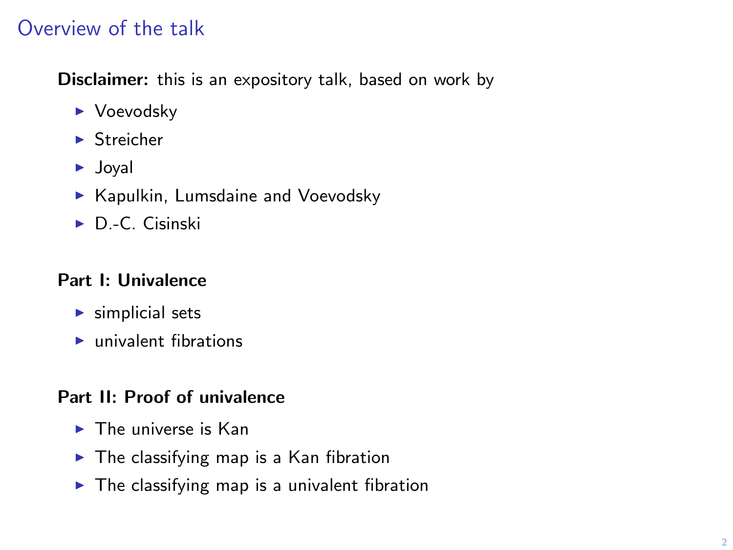## Overview of the talk

**Disclaimer:** this is an expository talk, based on work by

- Voevodsky
- Streicher
- Joyal
- Kapulkin, Lumsdaine and Voevodsky
- D.-C. Cisinski

**Part I: Univalence**

- simplicial sets
- univalent fibrations

**Part II: Proof of univalence**

- The universe is Kan
- The classifying map is a Kan fibration
- The classifying map is a univalent fibration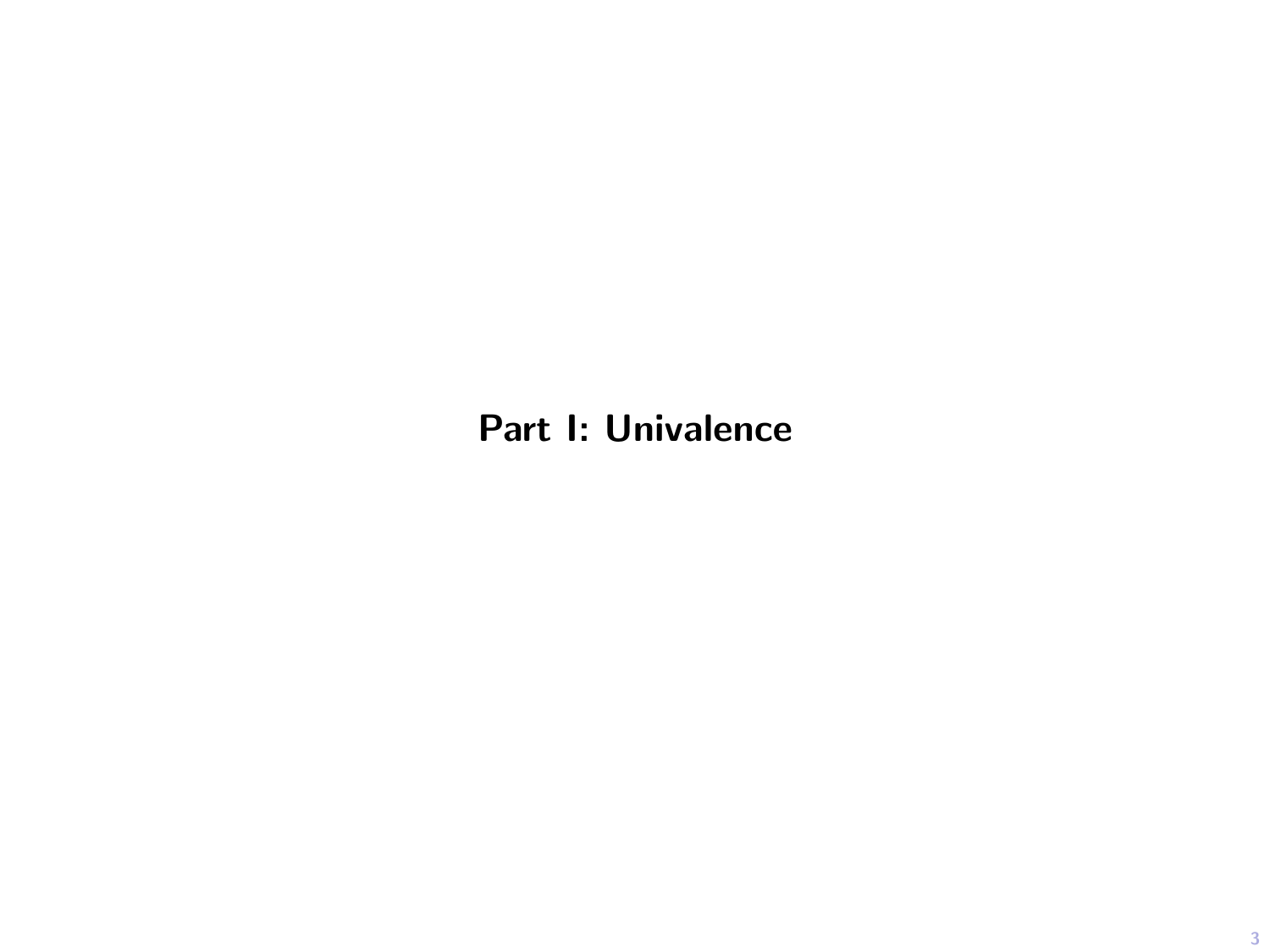# Part I: Univalence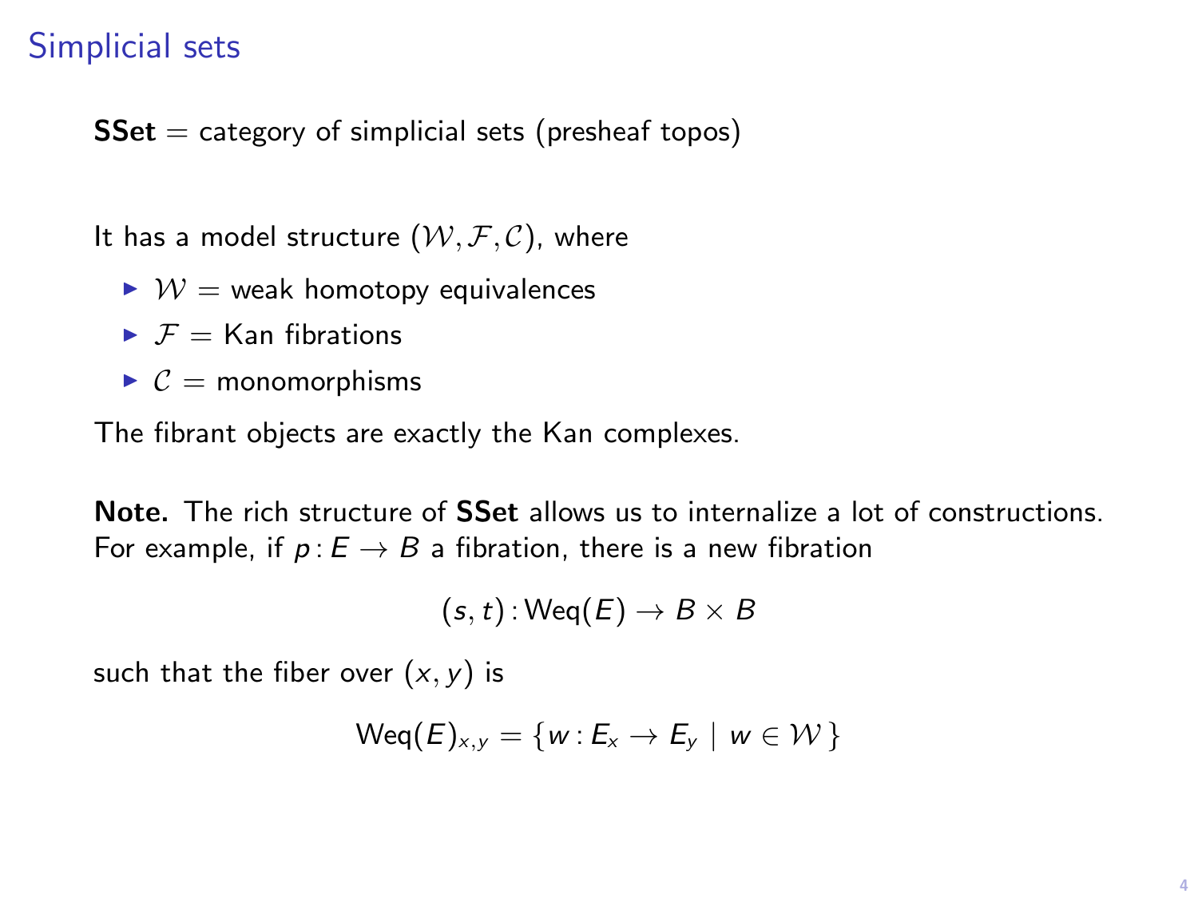# Simplicial sets

**SSet** = category of simplicial sets (presheaf topos)

It has a model structure $(\mathcal{W}, \mathcal{F}, \mathcal{C})$, where

- $\mathcal{W}$ = weak homotopy equivalences
- $\mathcal{F}$ = Kan fibrations
- $\mathcal{C}$ = monomorphisms

The fibrant objects are exactly the Kan complexes.

**Note.** The rich structure of **SSet** allows us to internalize a lot of constructions. For example, if $p\colon E \to B$ a fibration, there is a new fibration

$$(s, t)\colon \mathrm{Weq}(E) \to B \times B$$

such that the fiber over $(x, y)$ is

$$\mathrm{Weq}(E)_{x,y} = \{ w\colon E_x \to E_y \mid w \in \mathcal{W} \}$$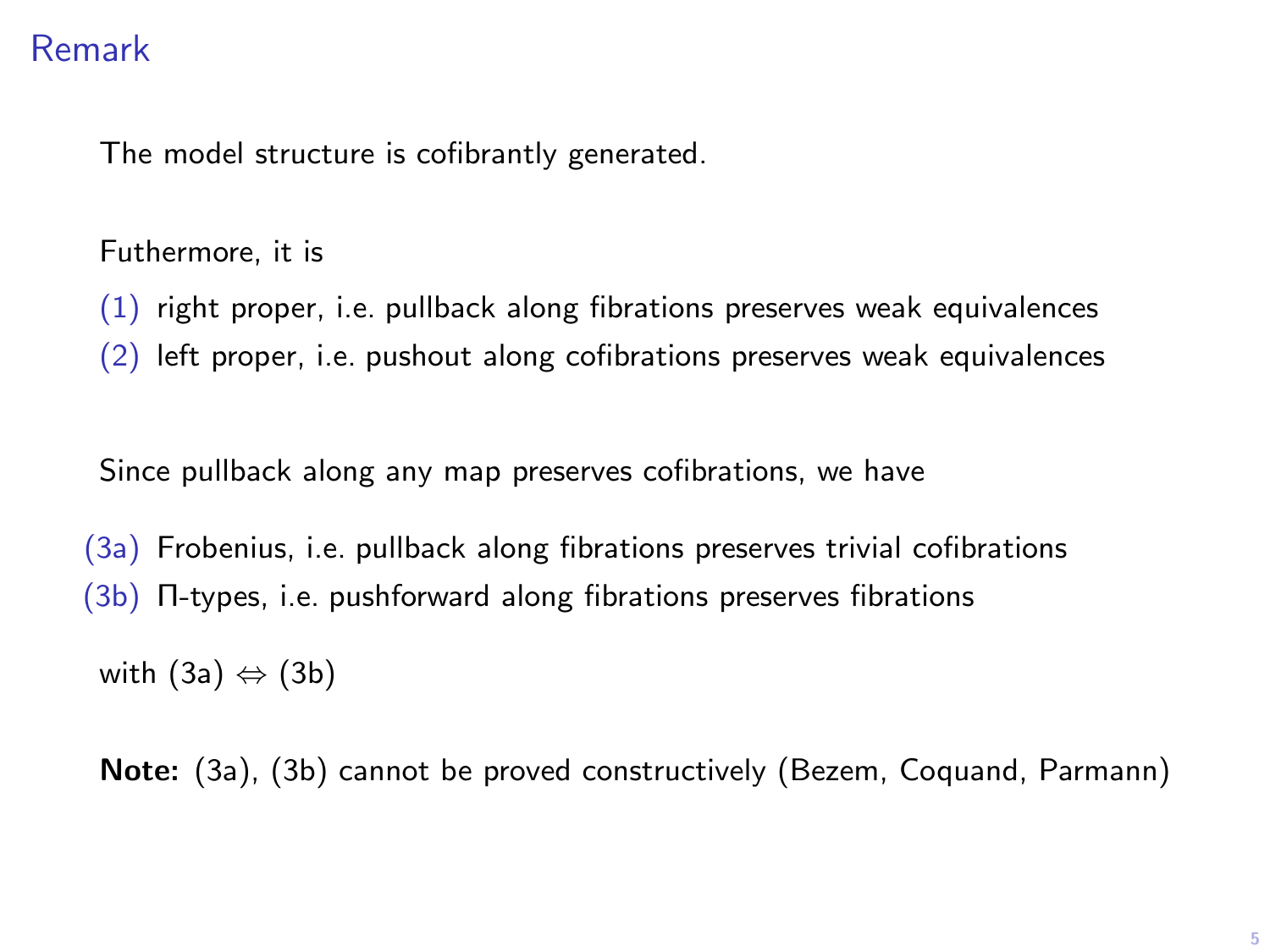# Remark

The model structure is cofibrantly generated.

Futhermore, it is

(1) right proper, i.e. pullback along fibrations preserves weak equivalences
(2) left proper, i.e. pushout along cofibrations preserves weak equivalences

Since pullback along any map preserves cofibrations, we have

(3a) Frobenius, i.e. pullback along fibrations preserves trivial cofibrations
(3b) Π-types, i.e. pushforward along fibrations preserves fibrations

with (3a) $\Leftrightarrow$ (3b)

**Note:** (3a), (3b) cannot be proved constructively (Bezem, Coquand, Parmann)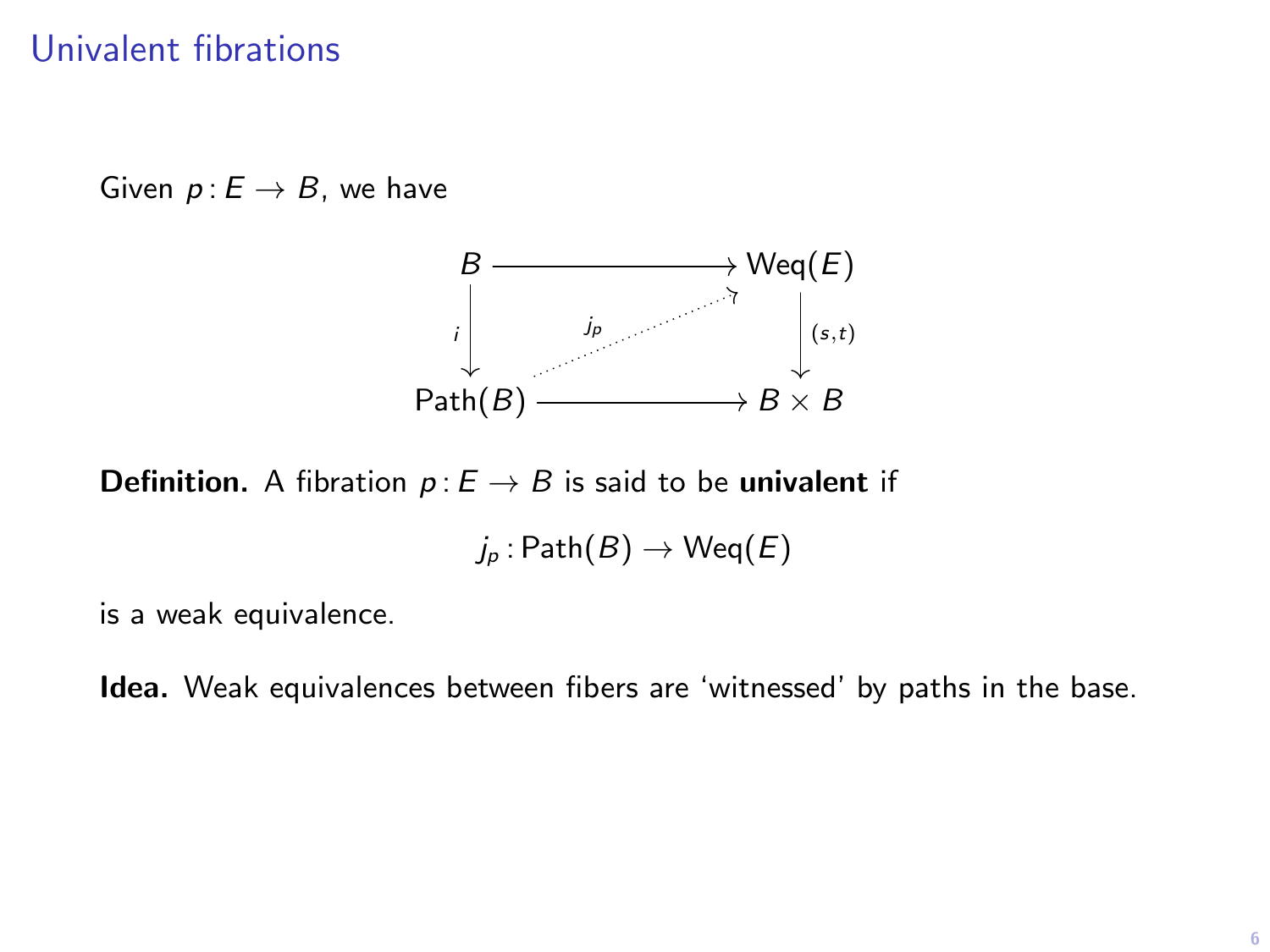# Univalent fibrations

Given $p\colon E \to B$, we have

$$
\begin{array}{ccc}
B & \longrightarrow & \mathrm{Weq}(E) \\
{\scriptstyle i}\downarrow & \overset{j_p}{\nearrow} & \downarrow{\scriptstyle (s,t)} \\
\mathrm{Path}(B) & \longrightarrow & B \times B
\end{array}
$$

**Definition.** A fibration $p\colon E \to B$ is said to be **univalent** if

$$j_p\colon \mathrm{Path}(B) \to \mathrm{Weq}(E)$$

is a weak equivalence.

**Idea.** Weak equivalences between fibers are 'witnessed' by paths in the base.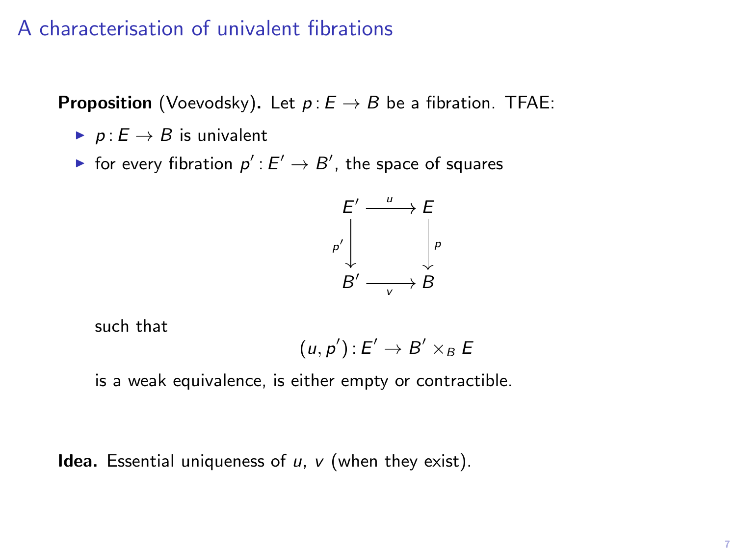# A characterisation of univalent fibrations

**Proposition** (Voevodsky)**.** Let $p \colon E \to B$ be a fibration. TFAE:

- $p \colon E \to B$ is univalent
- for every fibration $p' \colon E' \to B'$, the space of squares

$$\begin{array}{ccc} E' & \xrightarrow{u} & E \\ {\scriptstyle p'}\downarrow & & \downarrow{\scriptstyle p} \\ B' & \xrightarrow[v]{} & B \end{array}$$

  such that

$$(u, p') \colon E' \to B' \times_B E$$

  is a weak equivalence, is either empty or contractible.

**Idea.** Essential uniqueness of $u$, $v$ (when they exist).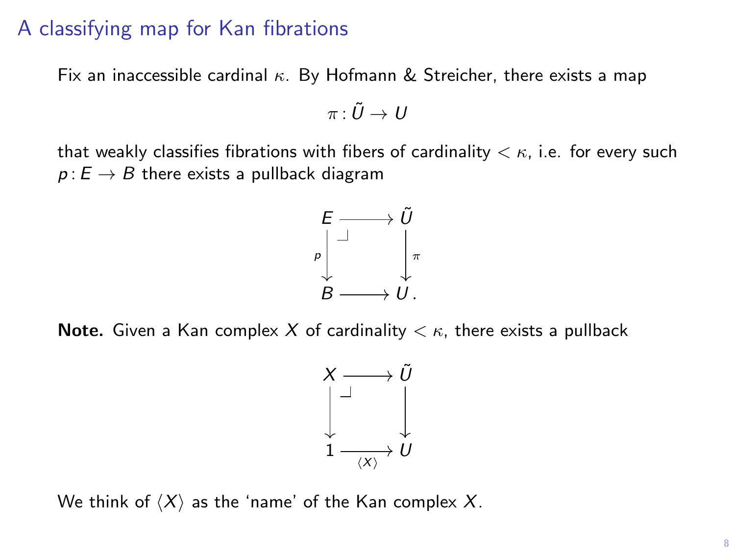# A classifying map for Kan fibrations

Fix an inaccessible cardinal $\kappa$. By Hofmann & Streicher, there exists a map

$$\pi \colon \tilde{U} \to U$$

that weakly classifies fibrations with fibers of cardinality $< \kappa$, i.e. for every such $p \colon E \to B$ there exists a pullback diagram

$$\begin{array}{ccc} E & \longrightarrow & \tilde{U} \\ {\scriptstyle p}\downarrow & \lrcorner & \downarrow{\scriptstyle \pi} \\ B & \longrightarrow & U\,. \end{array}$$

**Note.** Given a Kan complex $X$ of cardinality $< \kappa$, there exists a pullback

$$\begin{array}{ccc} X & \longrightarrow & \tilde{U} \\ \downarrow & \lrcorner & \downarrow \\ 1 & \underset{\langle X \rangle}{\longrightarrow} & U \end{array}$$

We think of $\langle X \rangle$ as the 'name' of the Kan complex $X$.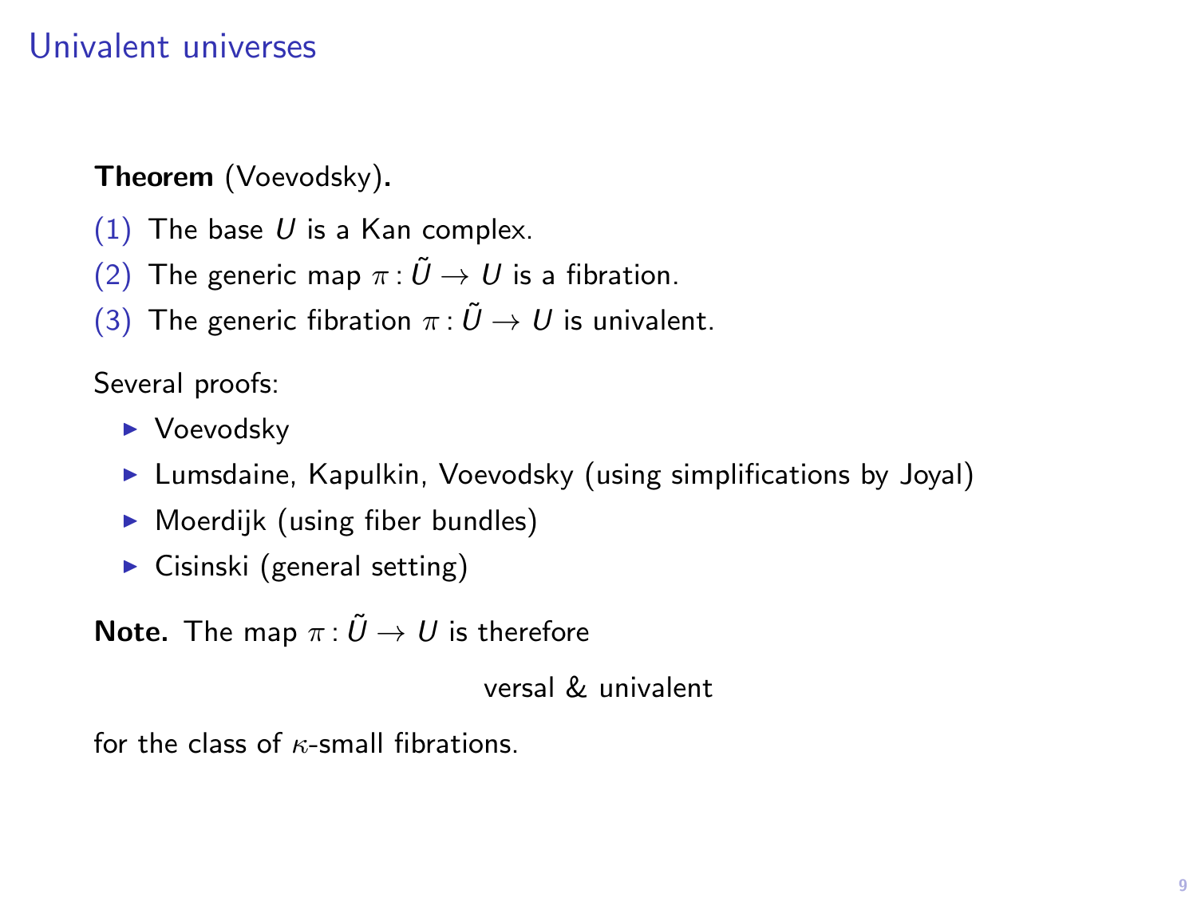# Univalent universes

**Theorem** (Voevodsky)**.**

(1) The base $U$ is a Kan complex.

(2) The generic map $\pi : \tilde{U} \to U$ is a fibration.

(3) The generic fibration $\pi : \tilde{U} \to U$ is univalent.

Several proofs:

- Voevodsky
- Lumsdaine, Kapulkin, Voevodsky (using simplifications by Joyal)
- Moerdijk (using fiber bundles)
- Cisinski (general setting)

**Note.** The map $\pi : \tilde{U} \to U$ is therefore

versal & univalent

for the class of $\kappa$-small fibrations.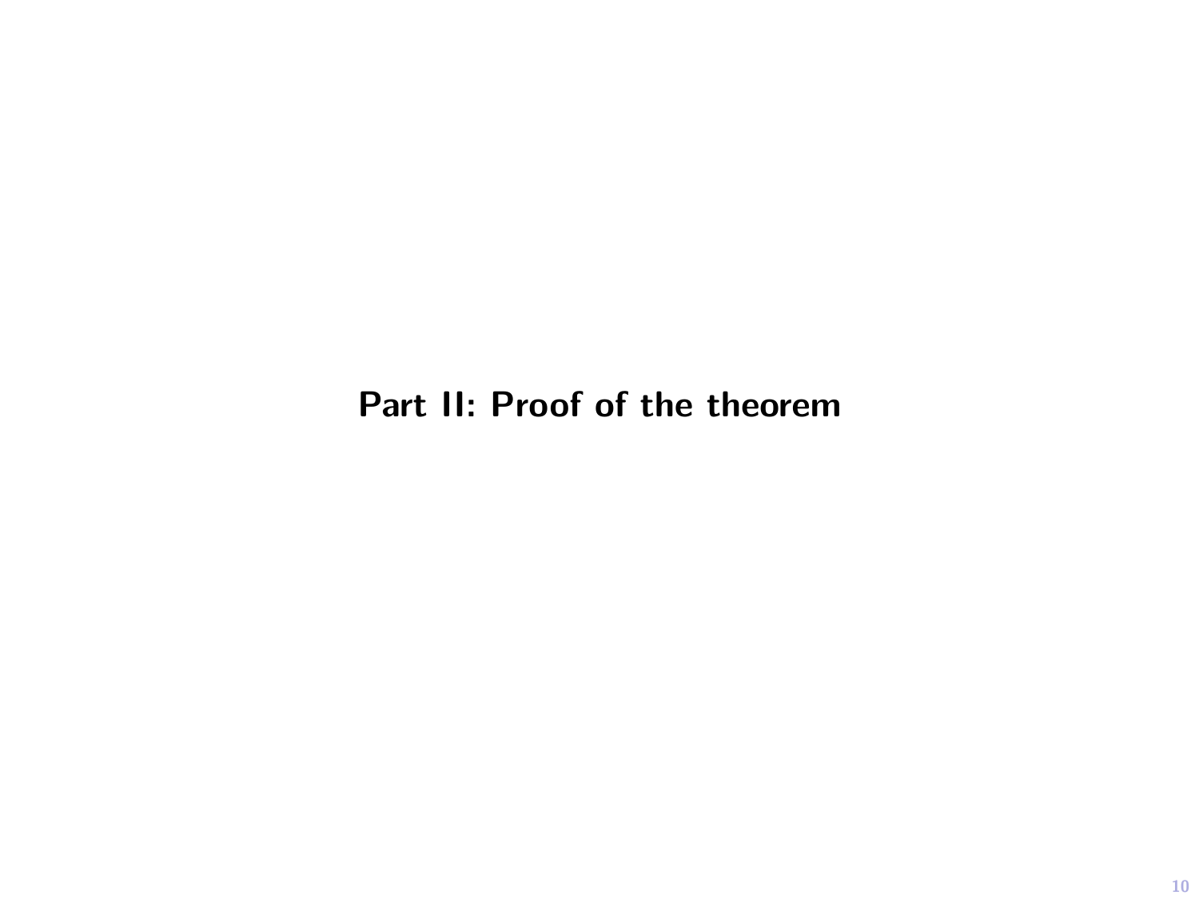# Part II: Proof of the theorem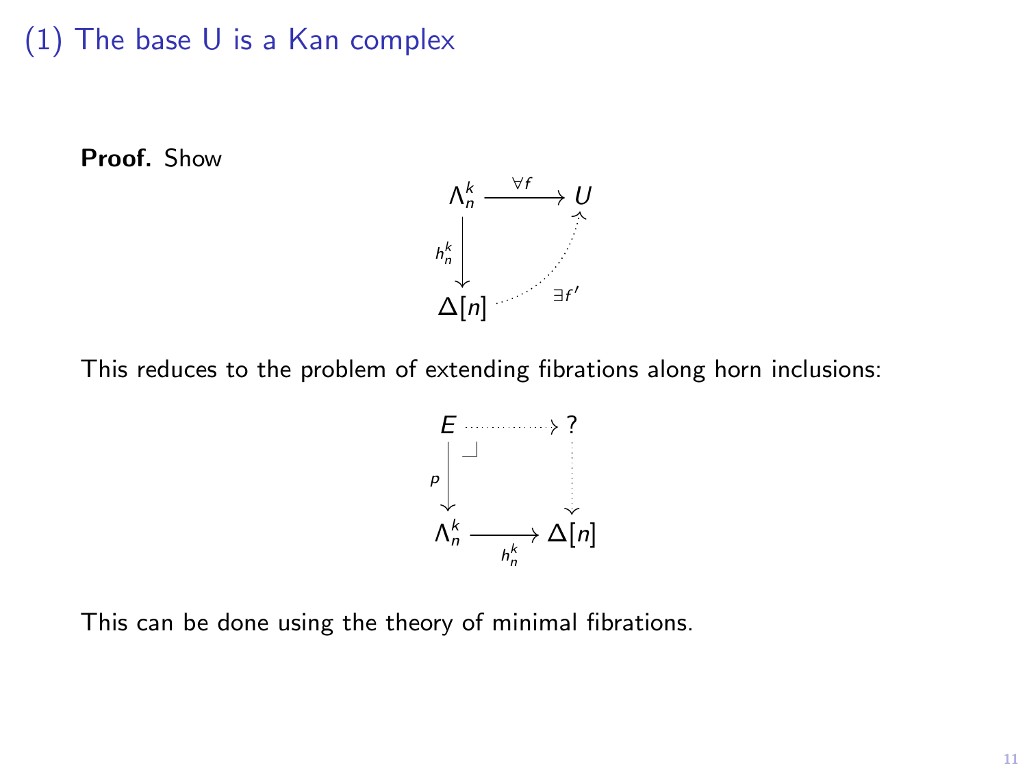# (1) The base U is a Kan complex

**Proof.** Show

$$\begin{array}{ccc} \Lambda^k_n & \xrightarrow{\forall f} & U \\ {\scriptstyle h^k_n}\downarrow & \nearrow{\scriptstyle \exists f'} & \\ \Delta[n] & & \end{array}$$

This reduces to the problem of extending fibrations along horn inclusions:

$$\begin{array}{ccc} E & \dashrightarrow & ? \\ {\scriptstyle p}\downarrow & \lrcorner & \downarrow \\ \Lambda^k_n & \xrightarrow[h^k_n]{} & \Delta[n] \end{array}$$

This can be done using the theory of minimal fibrations.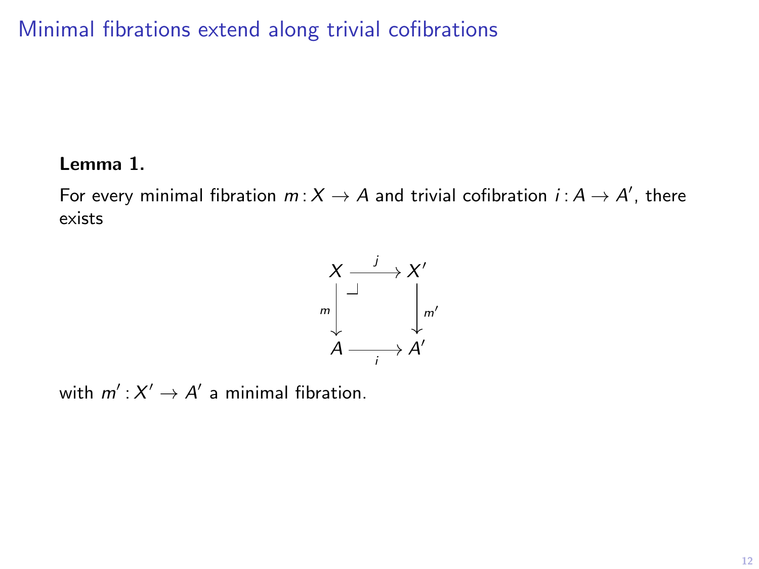# Minimal fibrations extend along trivial cofibrations

**Lemma 1.**

For every minimal fibration $m \colon X \to A$ and trivial cofibration $i \colon A \to A'$, there exists

$$
\begin{array}{ccc}
X & \xrightarrow{\;j\;} & X' \\
{\scriptstyle m}\big\downarrow & \lrcorner & \big\downarrow{\scriptstyle m'} \\
A & \xrightarrow[\;i\;]{} & A'
\end{array}
$$

with $m' \colon X' \to A'$ a minimal fibration.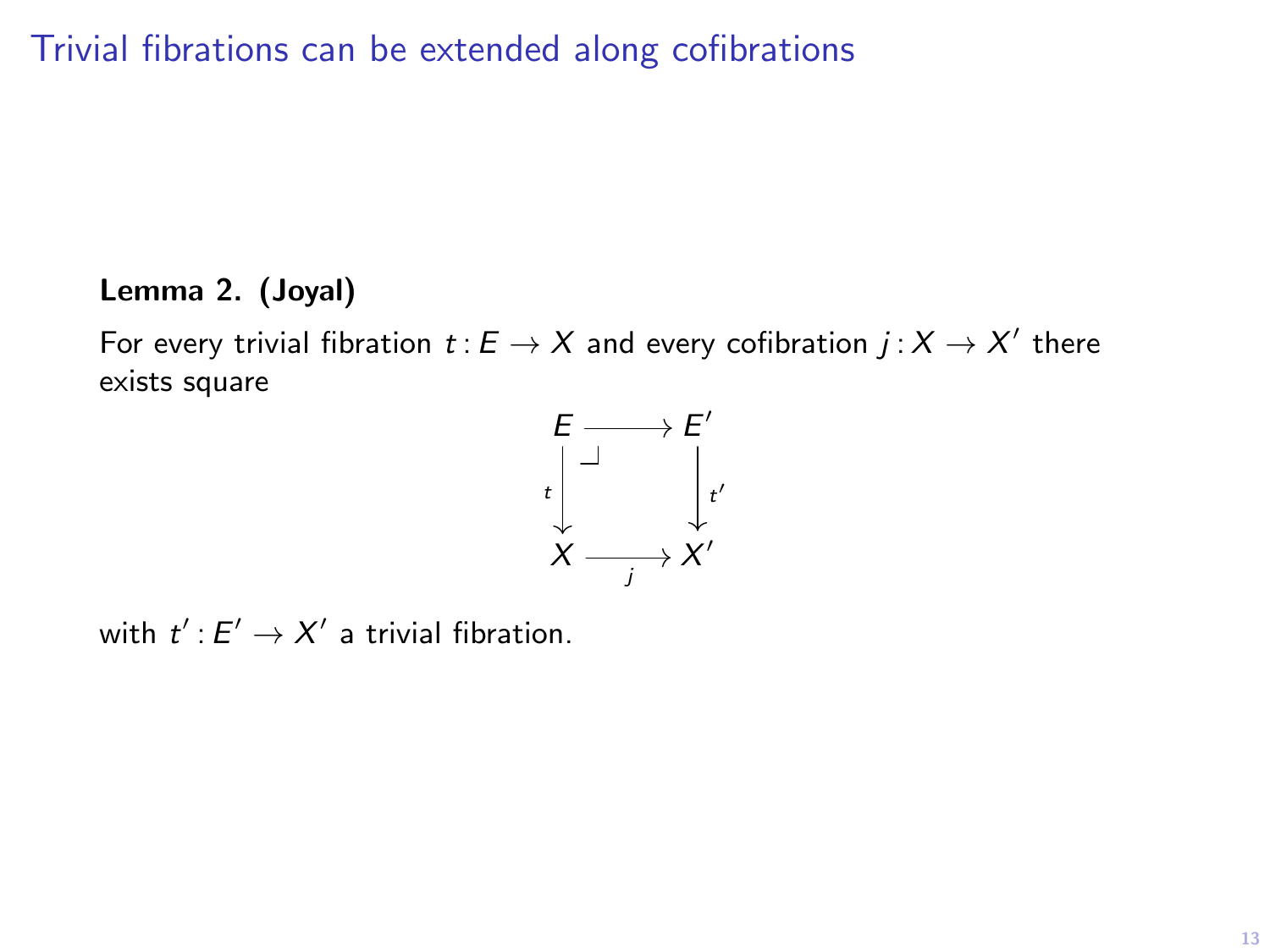# Trivial fibrations can be extended along cofibrations

**Lemma 2. (Joyal)**

For every trivial fibration $t : E \to X$ and every cofibration $j : X \to X'$ there exists square

$$\begin{array}{ccc} E & \longrightarrow & E' \\ {\scriptstyle t}\downarrow & \lrcorner & \downarrow{\scriptstyle t'} \\ X & \xrightarrow[j]{} & X' \end{array}$$

with $t' : E' \to X'$ a trivial fibration.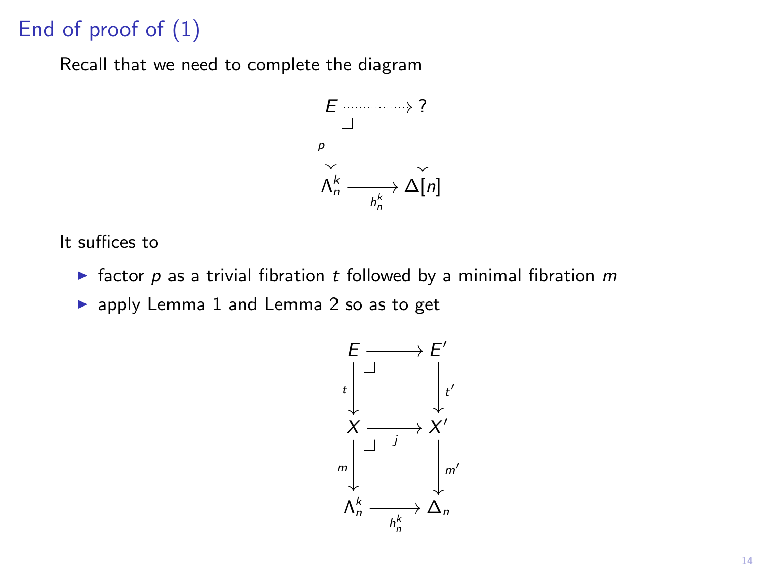## End of proof of (1)

Recall that we need to complete the diagram

$$
\begin{array}{ccc}
E & \dashrightarrow & ? \\
{\scriptstyle p}\downarrow & \lrcorner & \downarrow \\
\Lambda^k_n & \xrightarrow[h^k_n]{} & \Delta[n]
\end{array}
$$

It suffices to

- factor $p$ as a trivial fibration $t$ followed by a minimal fibration $m$
- apply Lemma 1 and Lemma 2 so as to get

$$
\begin{array}{ccc}
E & \longrightarrow & E' \\
{\scriptstyle t}\downarrow & \lrcorner & \downarrow{\scriptstyle t'} \\
X & \xrightarrow[j]{} & X' \\
{\scriptstyle m}\downarrow & \lrcorner & \downarrow{\scriptstyle m'} \\
\Lambda^k_n & \xrightarrow[h^k_n]{} & \Delta_n
\end{array}
$$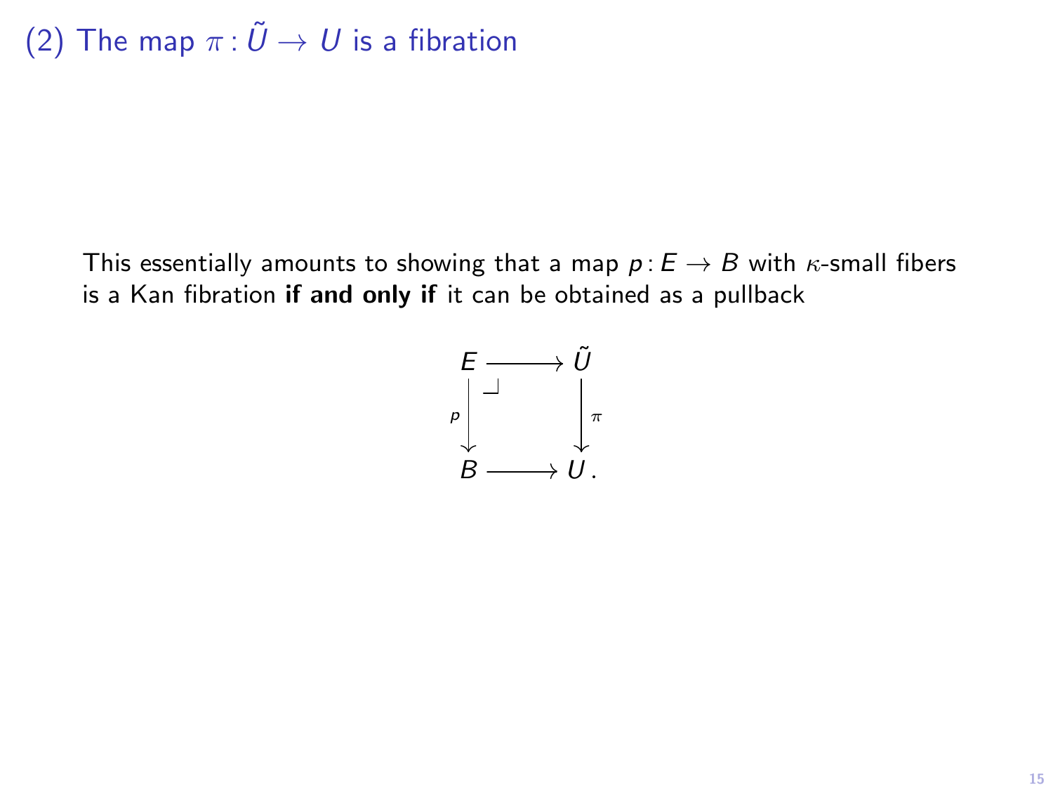# (2) The map $\pi \colon \tilde{U} \to U$ is a fibration

This essentially amounts to showing that a map $p \colon E \to B$ with $\kappa$-small fibers is a Kan fibration **if and only if** it can be obtained as a pullback

$$\begin{array}{ccc} E & \longrightarrow & \tilde{U} \\ {\scriptstyle p}\big\downarrow & \lrcorner & \big\downarrow{\scriptstyle \pi} \\ B & \longrightarrow & U. \end{array}$$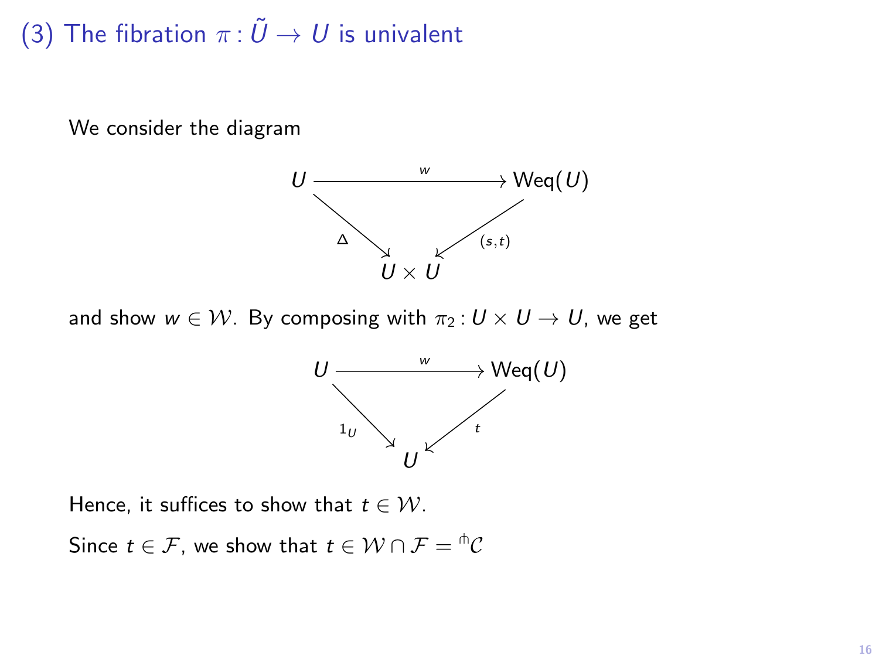## (3) The fibration $\pi : \tilde{U} \to U$ is univalent

We consider the diagram

$$
\begin{array}{ccc}
U & \xrightarrow{\quad w \quad} & \mathrm{Weq}(U) \\
& {\scriptstyle \Delta} \searrow \quad \swarrow {\scriptstyle (s,t)} & \\
& U \times U &
\end{array}
$$

and show $w \in \mathcal{W}$. By composing with $\pi_2 : U \times U \to U$, we get

$$
\begin{array}{ccc}
U & \xrightarrow{\quad w \quad} & \mathrm{Weq}(U) \\
& {\scriptstyle 1_U} \searrow \quad \swarrow {\scriptstyle t} & \\
& U &
\end{array}
$$

Hence, it suffices to show that $t \in \mathcal{W}$.

Since $t \in \mathcal{F}$, we show that $t \in \mathcal{W} \cap \mathcal{F} = {}^{\pitchfork}\mathcal{C}$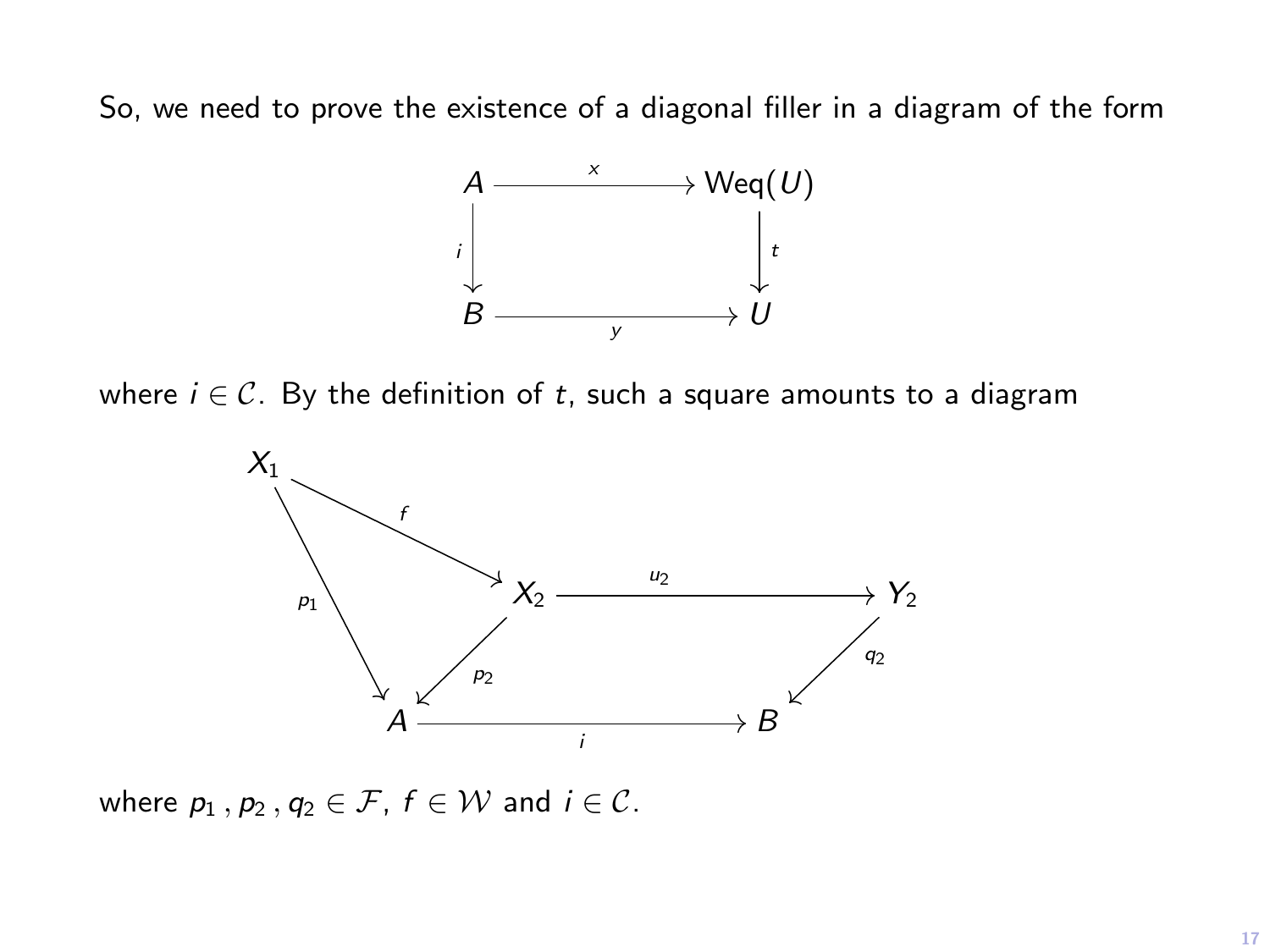So, we need to prove the existence of a diagonal filler in a diagram of the form

$$
\begin{array}{ccc}
A & \xrightarrow{\quad x \quad} & \mathsf{Weq}(U) \\
{\scriptstyle i}\big\downarrow & & \big\downarrow{\scriptstyle t} \\
B & \xrightarrow[\quad y \quad]{} & U
\end{array}
$$

where $i \in \mathcal{C}$. By the definition of $t$, such a square amounts to a diagram

$$
\begin{array}{ccccc}
X_1 & & & & \\
 & \overset{f}{\searrow} & & & \\
{\scriptstyle p_1}\big\downarrow & & X_2 & \xrightarrow{\quad u_2 \quad} & Y_2 \\
 & \underset{p_2}{\swarrow} & & & \big\downarrow{\scriptstyle q_2} \\
A & & \xrightarrow[\quad i \quad]{} & & B
\end{array}
$$

(with $p_1 \colon X_1 \to A$, $f \colon X_1 \to X_2$, $p_2 \colon X_2 \to A$, $u_2 \colon X_2 \to Y_2$, $q_2 \colon Y_2 \to B$, $i \colon A \to B$)

where $p_1 \, , p_2 \, , q_2 \in \mathcal{F}$, $f \in \mathcal{W}$ and $i \in \mathcal{C}$.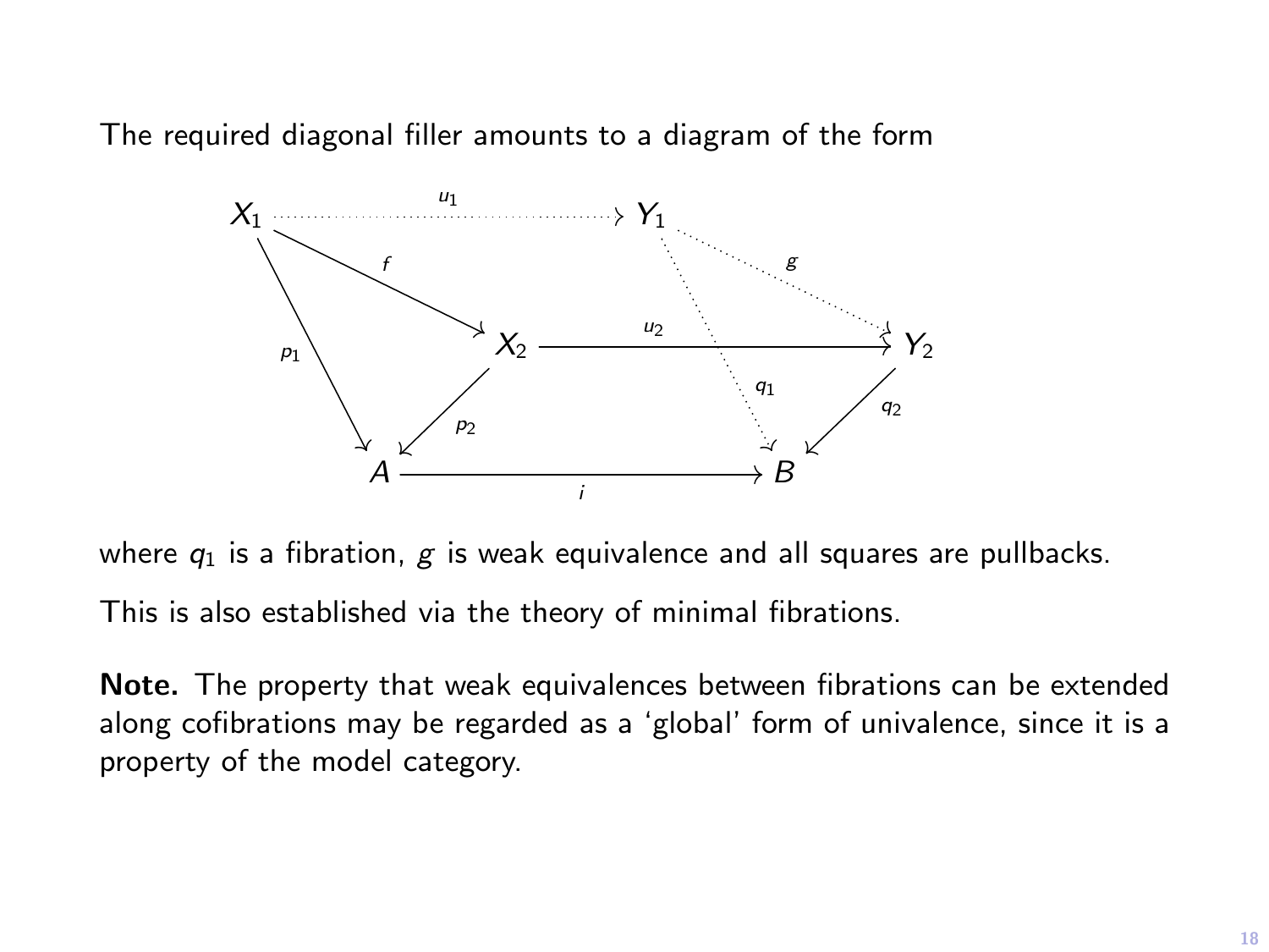The required diagonal filler amounts to a diagram of the form

$$
\begin{array}{ccccccc}
X_1 & & \overset{u_1}{\cdots\cdots\rightarrow} & & Y_1 & & \\
& \overset{f}{\searrow} & & & & \overset{g}{\searrow} & \\
{\scriptstyle p_1}\downarrow & & X_2 & \xrightarrow{u_2} & {\scriptstyle q_1}\downarrow & & Y_2 \\
& \overset{p_2}{\swarrow} & & & & \overset{q_2}{\swarrow} & \\
A & & \xrightarrow[i]{} & & B & &
\end{array}
$$

where $q_1$ is a fibration, $g$ is weak equivalence and all squares are pullbacks.

This is also established via the theory of minimal fibrations.

**Note.** The property that weak equivalences between fibrations can be extended along cofibrations may be regarded as a 'global' form of univalence, since it is a property of the model category.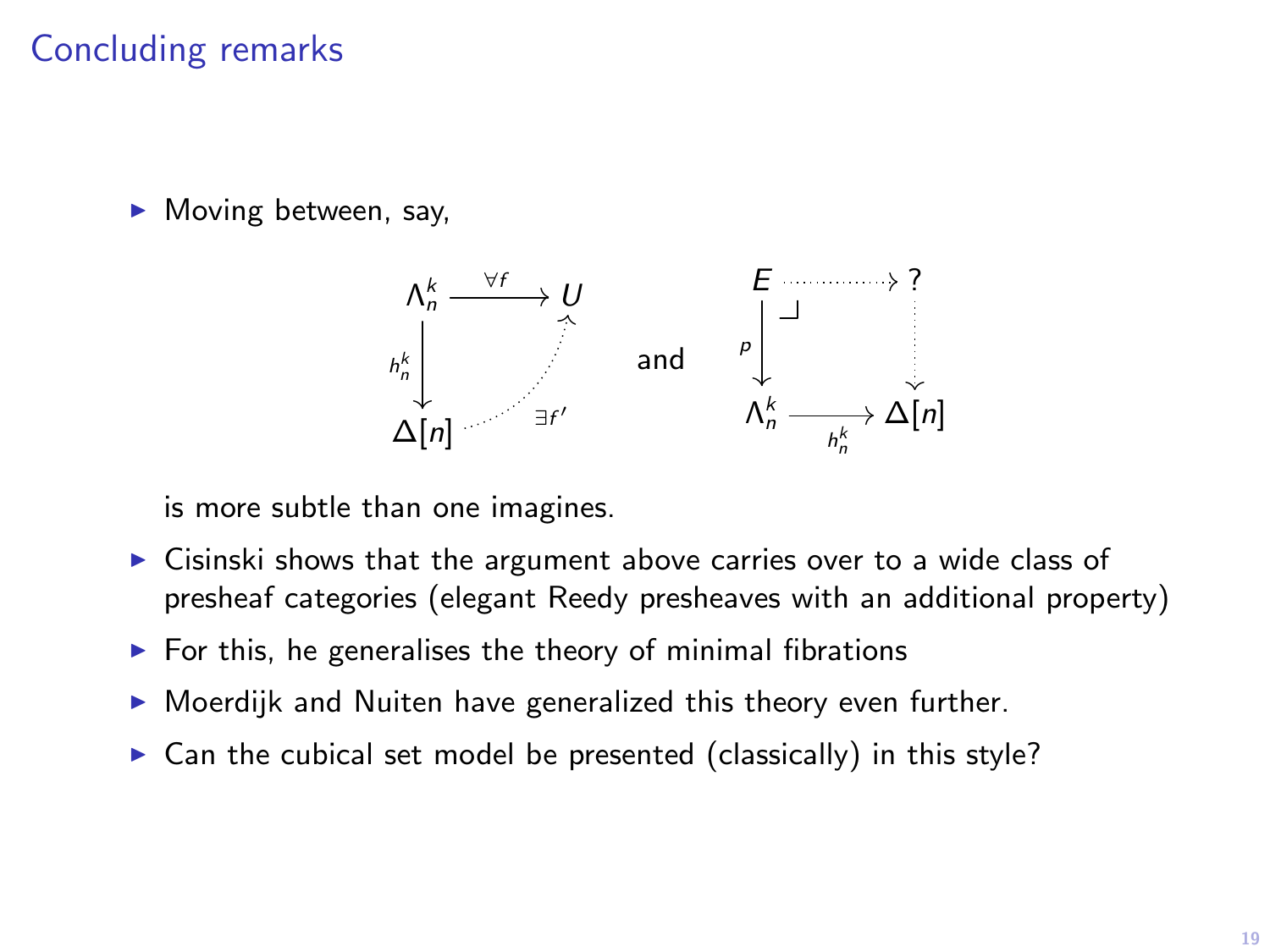## Concluding remarks

- Moving between, say,

$$
\begin{array}{ccc}
\Lambda^k_n & \xrightarrow{\forall f} & U \\
{\scriptstyle h^k_n}\downarrow & \overset{\exists f'}{\nearrow} & \\
\Delta[n] & &
\end{array}
\qquad \text{and} \qquad
\begin{array}{ccc}
E & \dashrightarrow & ? \\
{\scriptstyle p}\downarrow & \lrcorner & \downarrow \\
\Lambda^k_n & \xrightarrow[h^k_n]{} & \Delta[n]
\end{array}
$$

  is more subtle than one imagines.
- Cisinski shows that the argument above carries over to a wide class of presheaf categories (elegant Reedy presheaves with an additional property)
- For this, he generalises the theory of minimal fibrations
- Moerdijk and Nuiten have generalized this theory even further.
- Can the cubical set model be presented (classically) in this style?